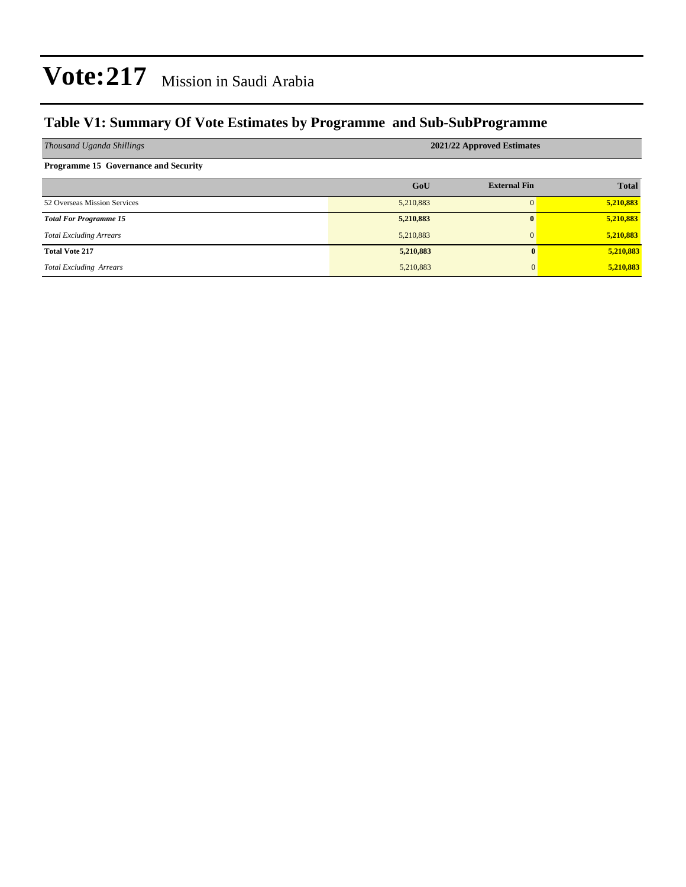# Vote:217 Mission in Saudi Arabia

## Table V1: Summary Of Vote Estimates by Programme and Sub-SubProgramme

| *Thousand Uganda Shillings* | 2021/22 Approved Estimates | | |
|---|---|---|---|
| **Programme 15 Governance and Security** | | | |
| | **GoU** | **External Fin** | **Total** |
| 52 Overseas Mission Services | 5,210,883 | 0 | **5,210,883** |
| ***Total For Programme 15*** | **5,210,883** | **0** | **5,210,883** |
| *Total Excluding Arrears* | 5,210,883 | 0 | **5,210,883** |
| **Total Vote 217** | **5,210,883** | **0** | **5,210,883** |
| *Total Excluding Arrears* | 5,210,883 | 0 | **5,210,883** |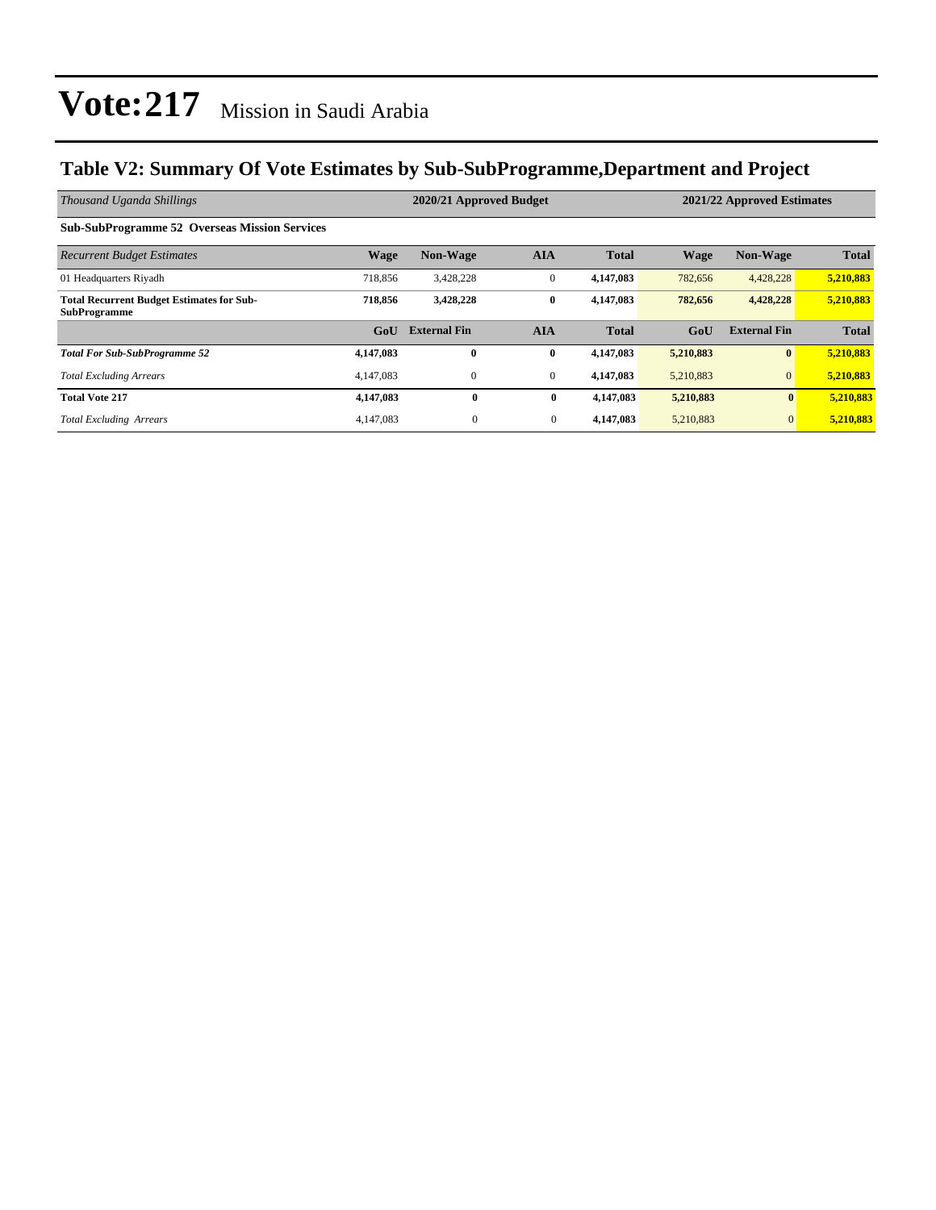# Vote:217 Mission in Saudi Arabia

## Table V2: Summary Of Vote Estimates by Sub-SubProgramme,Department and Project

| *Thousand Uganda Shillings* | 2020/21 Approved Budget | | | | 2021/22 Approved Estimates | | |
|---|---|---|---|---|---|---|---|
| **Sub-SubProgramme 52 Overseas Mission Services** | | | | | | | |
| *Recurrent Budget Estimates* | **Wage** | **Non-Wage** | **AIA** | **Total** | **Wage** | **Non-Wage** | **Total** |
| 01 Headquarters Riyadh | 718,856 | 3,428,228 | 0 | **4,147,083** | 782,656 | 4,428,228 | **5,210,883** |
| **Total Recurrent Budget Estimates for Sub-SubProgramme** | **718,856** | **3,428,228** | **0** | **4,147,083** | **782,656** | **4,428,228** | **5,210,883** |
| | **GoU** | **External Fin** | **AIA** | **Total** | **GoU** | **External Fin** | **Total** |
| ***Total For Sub-SubProgramme 52*** | **4,147,083** | **0** | **0** | **4,147,083** | **5,210,883** | **0** | **5,210,883** |
| *Total Excluding Arrears* | 4,147,083 | 0 | 0 | **4,147,083** | 5,210,883 | 0 | **5,210,883** |
| **Total Vote 217** | **4,147,083** | **0** | **0** | **4,147,083** | **5,210,883** | **0** | **5,210,883** |
| *Total Excluding Arrears* | 4,147,083 | 0 | 0 | **4,147,083** | 5,210,883 | 0 | **5,210,883** |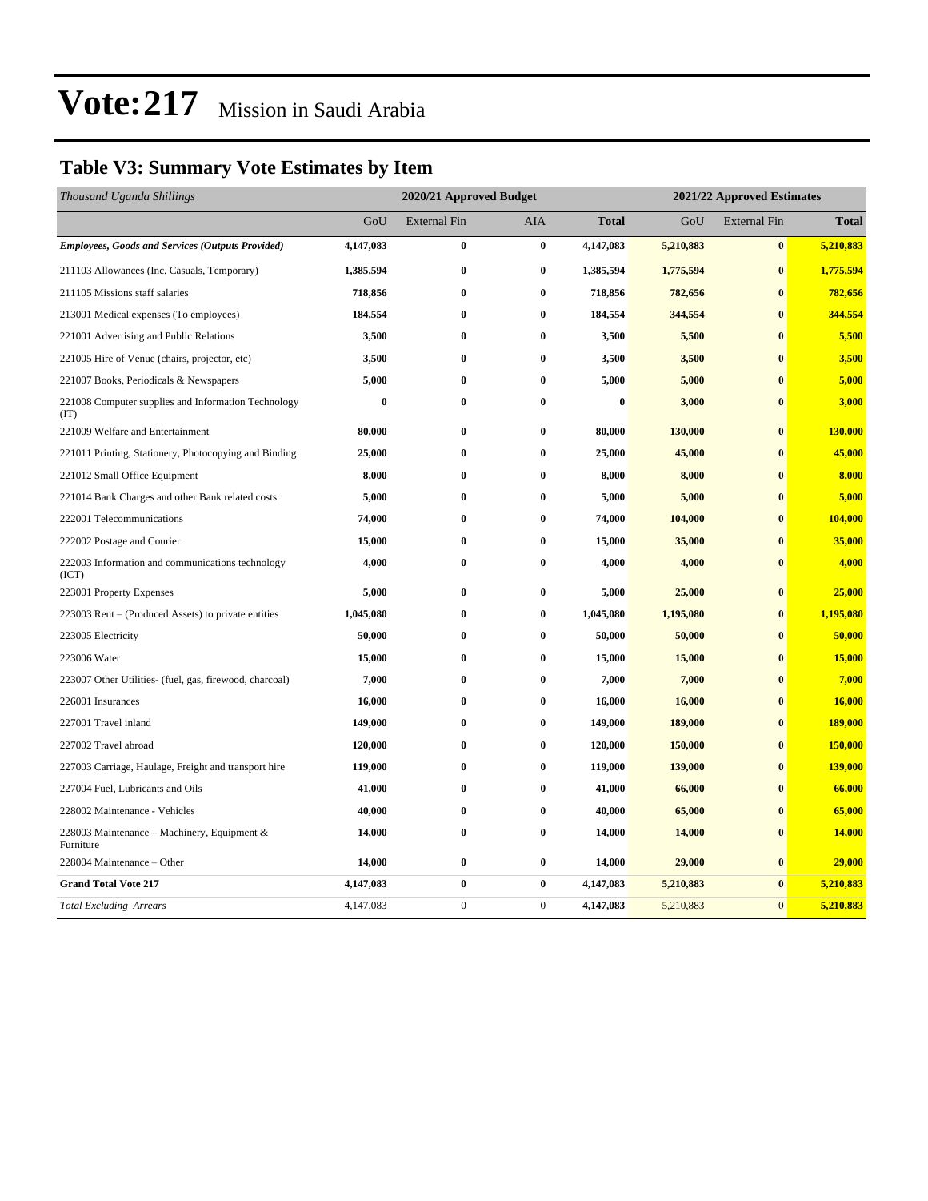# Vote:217 Mission in Saudi Arabia

## Table V3: Summary Vote Estimates by Item

| *Thousand Uganda Shillings* | 2020/21 Approved Budget | | | | 2021/22 Approved Estimates | | |
|---|---|---|---|---|---|---|---|
| | GoU | External Fin | AIA | **Total** | GoU | External Fin | **Total** |
| ***Employees, Goods and Services (Outputs Provided)*** | **4,147,083** | **0** | **0** | **4,147,083** | **5,210,883** | **0** | **5,210,883** |
| 211103 Allowances (Inc. Casuals, Temporary) | **1,385,594** | **0** | **0** | **1,385,594** | **1,775,594** | **0** | **1,775,594** |
| 211105 Missions staff salaries | **718,856** | **0** | **0** | **718,856** | **782,656** | **0** | **782,656** |
| 213001 Medical expenses (To employees) | **184,554** | **0** | **0** | **184,554** | **344,554** | **0** | **344,554** |
| 221001 Advertising and Public Relations | **3,500** | **0** | **0** | **3,500** | **5,500** | **0** | **5,500** |
| 221005 Hire of Venue (chairs, projector, etc) | **3,500** | **0** | **0** | **3,500** | **3,500** | **0** | **3,500** |
| 221007 Books, Periodicals & Newspapers | **5,000** | **0** | **0** | **5,000** | **5,000** | **0** | **5,000** |
| 221008 Computer supplies and Information Technology (IT) | **0** | **0** | **0** | **0** | **3,000** | **0** | **3,000** |
| 221009 Welfare and Entertainment | **80,000** | **0** | **0** | **80,000** | **130,000** | **0** | **130,000** |
| 221011 Printing, Stationery, Photocopying and Binding | **25,000** | **0** | **0** | **25,000** | **45,000** | **0** | **45,000** |
| 221012 Small Office Equipment | **8,000** | **0** | **0** | **8,000** | **8,000** | **0** | **8,000** |
| 221014 Bank Charges and other Bank related costs | **5,000** | **0** | **0** | **5,000** | **5,000** | **0** | **5,000** |
| 222001 Telecommunications | **74,000** | **0** | **0** | **74,000** | **104,000** | **0** | **104,000** |
| 222002 Postage and Courier | **15,000** | **0** | **0** | **15,000** | **35,000** | **0** | **35,000** |
| 222003 Information and communications technology (ICT) | **4,000** | **0** | **0** | **4,000** | **4,000** | **0** | **4,000** |
| 223001 Property Expenses | **5,000** | **0** | **0** | **5,000** | **25,000** | **0** | **25,000** |
| 223003 Rent – (Produced Assets) to private entities | **1,045,080** | **0** | **0** | **1,045,080** | **1,195,080** | **0** | **1,195,080** |
| 223005 Electricity | **50,000** | **0** | **0** | **50,000** | **50,000** | **0** | **50,000** |
| 223006 Water | **15,000** | **0** | **0** | **15,000** | **15,000** | **0** | **15,000** |
| 223007 Other Utilities- (fuel, gas, firewood, charcoal) | **7,000** | **0** | **0** | **7,000** | **7,000** | **0** | **7,000** |
| 226001 Insurances | **16,000** | **0** | **0** | **16,000** | **16,000** | **0** | **16,000** |
| 227001 Travel inland | **149,000** | **0** | **0** | **149,000** | **189,000** | **0** | **189,000** |
| 227002 Travel abroad | **120,000** | **0** | **0** | **120,000** | **150,000** | **0** | **150,000** |
| 227003 Carriage, Haulage, Freight and transport hire | **119,000** | **0** | **0** | **119,000** | **139,000** | **0** | **139,000** |
| 227004 Fuel, Lubricants and Oils | **41,000** | **0** | **0** | **41,000** | **66,000** | **0** | **66,000** |
| 228002 Maintenance - Vehicles | **40,000** | **0** | **0** | **40,000** | **65,000** | **0** | **65,000** |
| 228003 Maintenance – Machinery, Equipment & Furniture | **14,000** | **0** | **0** | **14,000** | **14,000** | **0** | **14,000** |
| 228004 Maintenance – Other | **14,000** | **0** | **0** | **14,000** | **29,000** | **0** | **29,000** |
| **Grand Total Vote 217** | **4,147,083** | **0** | **0** | **4,147,083** | **5,210,883** | **0** | **5,210,883** |
| *Total Excluding Arrears* | 4,147,083 | 0 | 0 | **4,147,083** | 5,210,883 | 0 | **5,210,883** |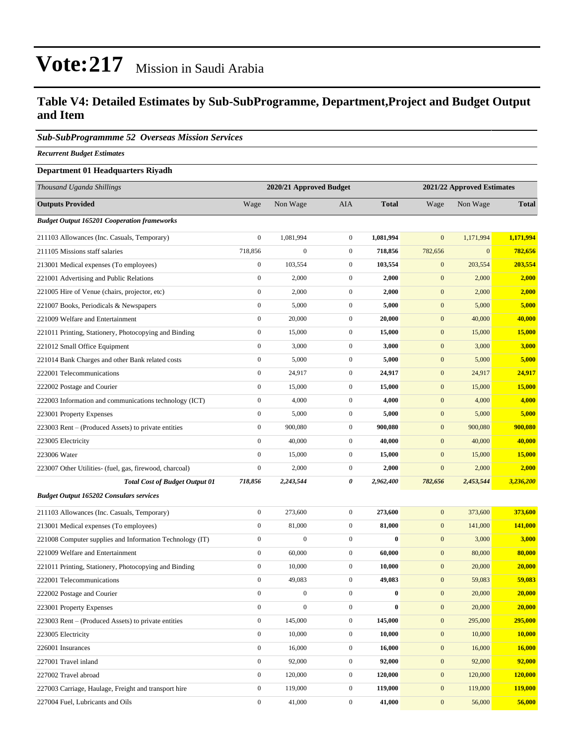# Vote:217 Mission in Saudi Arabia

## Table V4: Detailed Estimates by Sub-SubProgramme, Department,Project and Budget Output and Item

***Sub-SubProgrammme 52 Overseas Mission Services***

***Recurrent Budget Estimates***

**Department 01 Headquarters Riyadh**

| *Thousand Uganda Shillings* | 2020/21 Approved Budget | | | | 2021/22 Approved Estimates | | |
|---|---|---|---|---|---|---|---|
| **Outputs Provided** | Wage | Non Wage | AIA | **Total** | Wage | Non Wage | **Total** |
| ***Budget Output 165201 Cooperation frameworks*** | | | | | | | |
| 211103 Allowances (Inc. Casuals, Temporary) | 0 | 1,081,994 | 0 | **1,081,994** | 0 | 1,171,994 | **1,171,994** |
| 211105 Missions staff salaries | 718,856 | 0 | 0 | **718,856** | 782,656 | 0 | **782,656** |
| 213001 Medical expenses (To employees) | 0 | 103,554 | 0 | **103,554** | 0 | 203,554 | **203,554** |
| 221001 Advertising and Public Relations | 0 | 2,000 | 0 | **2,000** | 0 | 2,000 | **2,000** |
| 221005 Hire of Venue (chairs, projector, etc) | 0 | 2,000 | 0 | **2,000** | 0 | 2,000 | **2,000** |
| 221007 Books, Periodicals & Newspapers | 0 | 5,000 | 0 | **5,000** | 0 | 5,000 | **5,000** |
| 221009 Welfare and Entertainment | 0 | 20,000 | 0 | **20,000** | 0 | 40,000 | **40,000** |
| 221011 Printing, Stationery, Photocopying and Binding | 0 | 15,000 | 0 | **15,000** | 0 | 15,000 | **15,000** |
| 221012 Small Office Equipment | 0 | 3,000 | 0 | **3,000** | 0 | 3,000 | **3,000** |
| 221014 Bank Charges and other Bank related costs | 0 | 5,000 | 0 | **5,000** | 0 | 5,000 | **5,000** |
| 222001 Telecommunications | 0 | 24,917 | 0 | **24,917** | 0 | 24,917 | **24,917** |
| 222002 Postage and Courier | 0 | 15,000 | 0 | **15,000** | 0 | 15,000 | **15,000** |
| 222003 Information and communications technology (ICT) | 0 | 4,000 | 0 | **4,000** | 0 | 4,000 | **4,000** |
| 223001 Property Expenses | 0 | 5,000 | 0 | **5,000** | 0 | 5,000 | **5,000** |
| 223003 Rent – (Produced Assets) to private entities | 0 | 900,080 | 0 | **900,080** | 0 | 900,080 | **900,080** |
| 223005 Electricity | 0 | 40,000 | 0 | **40,000** | 0 | 40,000 | **40,000** |
| 223006 Water | 0 | 15,000 | 0 | **15,000** | 0 | 15,000 | **15,000** |
| 223007 Other Utilities- (fuel, gas, firewood, charcoal) | 0 | 2,000 | 0 | **2,000** | 0 | 2,000 | **2,000** |
| ***Total Cost of Budget Output 01*** | ***718,856*** | ***2,243,544*** | ***0*** | ***2,962,400*** | ***782,656*** | ***2,453,544*** | ***3,236,200*** |
| ***Budget Output 165202 Consulars services*** | | | | | | | |
| 211103 Allowances (Inc. Casuals, Temporary) | 0 | 273,600 | 0 | **273,600** | 0 | 373,600 | **373,600** |
| 213001 Medical expenses (To employees) | 0 | 81,000 | 0 | **81,000** | 0 | 141,000 | **141,000** |
| 221008 Computer supplies and Information Technology (IT) | 0 | 0 | 0 | **0** | 0 | 3,000 | **3,000** |
| 221009 Welfare and Entertainment | 0 | 60,000 | 0 | **60,000** | 0 | 80,000 | **80,000** |
| 221011 Printing, Stationery, Photocopying and Binding | 0 | 10,000 | 0 | **10,000** | 0 | 20,000 | **20,000** |
| 222001 Telecommunications | 0 | 49,083 | 0 | **49,083** | 0 | 59,083 | **59,083** |
| 222002 Postage and Courier | 0 | 0 | 0 | **0** | 0 | 20,000 | **20,000** |
| 223001 Property Expenses | 0 | 0 | 0 | **0** | 0 | 20,000 | **20,000** |
| 223003 Rent – (Produced Assets) to private entities | 0 | 145,000 | 0 | **145,000** | 0 | 295,000 | **295,000** |
| 223005 Electricity | 0 | 10,000 | 0 | **10,000** | 0 | 10,000 | **10,000** |
| 226001 Insurances | 0 | 16,000 | 0 | **16,000** | 0 | 16,000 | **16,000** |
| 227001 Travel inland | 0 | 92,000 | 0 | **92,000** | 0 | 92,000 | **92,000** |
| 227002 Travel abroad | 0 | 120,000 | 0 | **120,000** | 0 | 120,000 | **120,000** |
| 227003 Carriage, Haulage, Freight and transport hire | 0 | 119,000 | 0 | **119,000** | 0 | 119,000 | **119,000** |
| 227004 Fuel, Lubricants and Oils | 0 | 41,000 | 0 | **41,000** | 0 | 56,000 | **56,000** |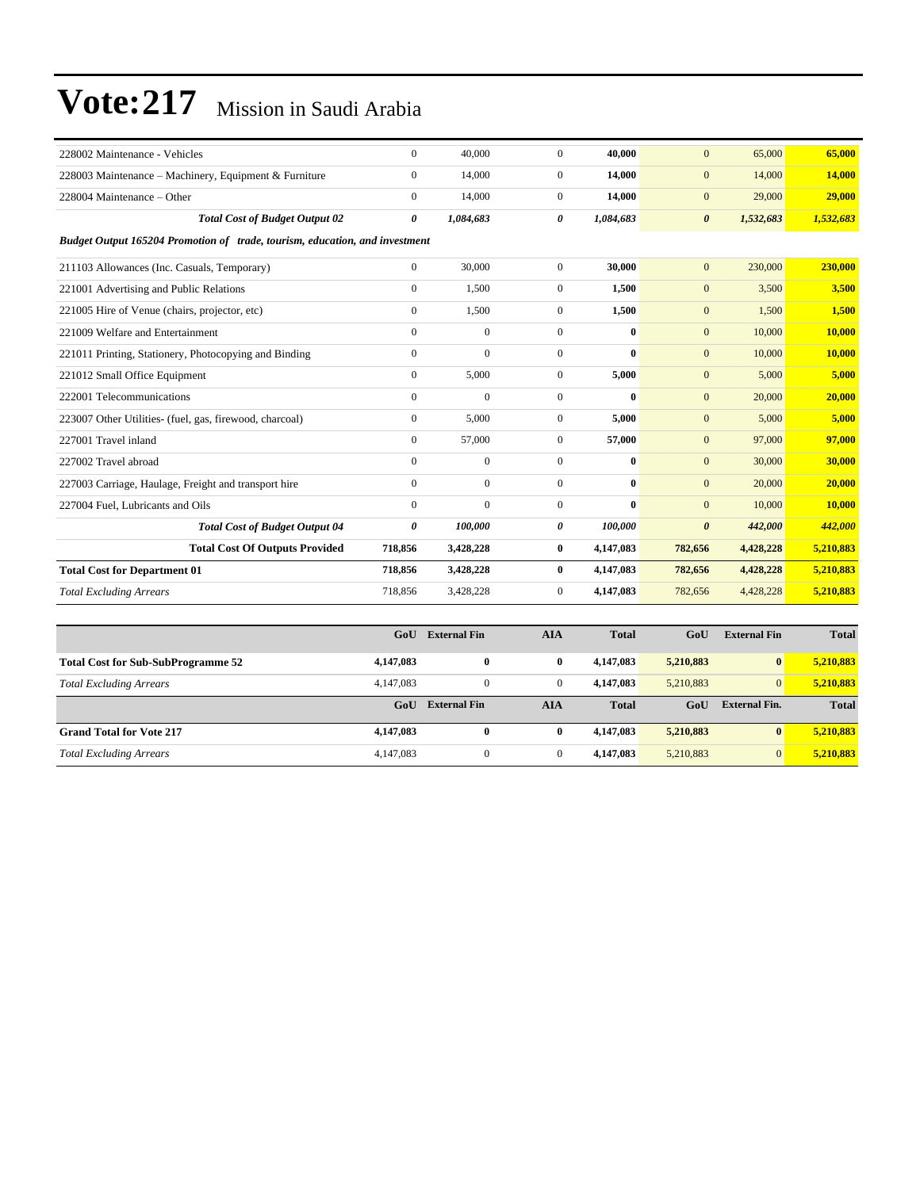# Vote:217 Mission in Saudi Arabia

| | | | | | | | |
|---|---|---|---|---|---|---|---|
| 228002 Maintenance - Vehicles | 0 | 40,000 | 0 | **40,000** | 0 | 65,000 | **65,000** |
| 228003 Maintenance – Machinery, Equipment & Furniture | 0 | 14,000 | 0 | **14,000** | 0 | 14,000 | **14,000** |
| 228004 Maintenance – Other | 0 | 14,000 | 0 | **14,000** | 0 | 29,000 | **29,000** |
| ***Total Cost of Budget Output 02*** | ***0*** | ***1,084,683*** | ***0*** | ***1,084,683*** | ***0*** | ***1,532,683*** | ***1,532,683*** |
| ***Budget Output 165204 Promotion of trade, tourism, education, and investment*** | | | | | | | |
| 211103 Allowances (Inc. Casuals, Temporary) | 0 | 30,000 | 0 | **30,000** | 0 | 230,000 | **230,000** |
| 221001 Advertising and Public Relations | 0 | 1,500 | 0 | **1,500** | 0 | 3,500 | **3,500** |
| 221005 Hire of Venue (chairs, projector, etc) | 0 | 1,500 | 0 | **1,500** | 0 | 1,500 | **1,500** |
| 221009 Welfare and Entertainment | 0 | 0 | 0 | **0** | 0 | 10,000 | **10,000** |
| 221011 Printing, Stationery, Photocopying and Binding | 0 | 0 | 0 | **0** | 0 | 10,000 | **10,000** |
| 221012 Small Office Equipment | 0 | 5,000 | 0 | **5,000** | 0 | 5,000 | **5,000** |
| 222001 Telecommunications | 0 | 0 | 0 | **0** | 0 | 20,000 | **20,000** |
| 223007 Other Utilities- (fuel, gas, firewood, charcoal) | 0 | 5,000 | 0 | **5,000** | 0 | 5,000 | **5,000** |
| 227001 Travel inland | 0 | 57,000 | 0 | **57,000** | 0 | 97,000 | **97,000** |
| 227002 Travel abroad | 0 | 0 | 0 | **0** | 0 | 30,000 | **30,000** |
| 227003 Carriage, Haulage, Freight and transport hire | 0 | 0 | 0 | **0** | 0 | 20,000 | **20,000** |
| 227004 Fuel, Lubricants and Oils | 0 | 0 | 0 | **0** | 0 | 10,000 | **10,000** |
| ***Total Cost of Budget Output 04*** | ***0*** | ***100,000*** | ***0*** | ***100,000*** | ***0*** | ***442,000*** | ***442,000*** |
| **Total Cost Of Outputs Provided** | **718,856** | **3,428,228** | **0** | **4,147,083** | **782,656** | **4,428,228** | **5,210,883** |
| **Total Cost for Department 01** | **718,856** | **3,428,228** | **0** | **4,147,083** | **782,656** | **4,428,228** | **5,210,883** |
| *Total Excluding Arrears* | 718,856 | 3,428,228 | 0 | **4,147,083** | 782,656 | 4,428,228 | **5,210,883** |

| | GoU | External Fin | AIA | Total | GoU | External Fin | Total |
|---|---|---|---|---|---|---|---|
| **Total Cost for Sub-SubProgramme 52** | **4,147,083** | **0** | **0** | **4,147,083** | **5,210,883** | **0** | **5,210,883** |
| *Total Excluding Arrears* | 4,147,083 | 0 | 0 | **4,147,083** | 5,210,883 | 0 | **5,210,883** |
| | **GoU** | **External Fin** | **AIA** | **Total** | **GoU** | **External Fin.** | **Total** |
| **Grand Total for Vote 217** | **4,147,083** | **0** | **0** | **4,147,083** | **5,210,883** | **0** | **5,210,883** |
| *Total Excluding Arrears* | 4,147,083 | 0 | 0 | **4,147,083** | 5,210,883 | 0 | **5,210,883** |